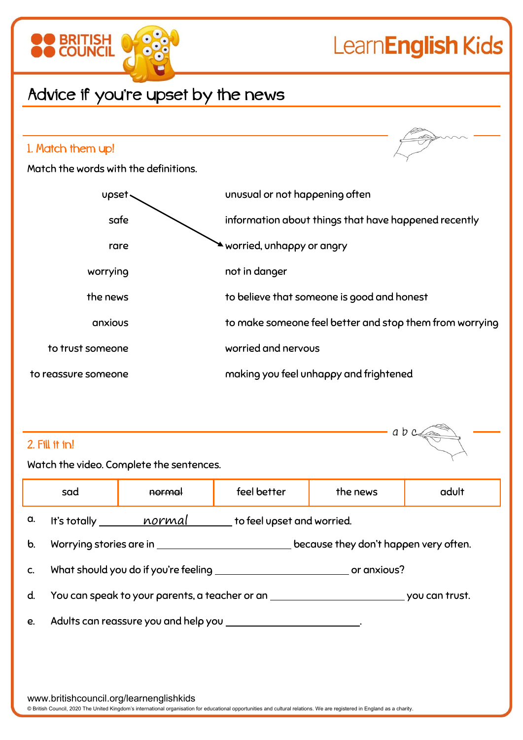# Advice if you're upset by the news

## 1. Match them up!

Match the words with the definitions.

| Word | Definition |
|---|---|
| upset | unusual or not happening often |
| safe | information about things that have happened recently |
| rare | worried, unhappy or angry |
| worrying | not in danger |
| the news | to believe that someone is good and honest |
| anxious | to make someone feel better and stop them from worrying |
| to trust someone | worried and nervous |
| to reassure someone | making you feel unhappy and frightened |

(Example: upset → worried, unhappy or angry)

## 2. Fill it in!

Watch the video. Complete the sentences.

| sad | ~~normal~~ | feel better | the news | adult |
|---|---|---|---|---|

a. It's totally ___normal___ to feel upset and worried.

b. Worrying stories are in ________________ because they don't happen very often.

c. What should you do if you're feeling ________________ or anxious?

d. You can speak to your parents, a teacher or an ________________ you can trust.

e. Adults can reassure you and help you ________________.

www.britishcouncil.org/learnenglishkids

© British Council, 2020 The United Kingdom's international organisation for educational opportunities and cultural relations. We are registered in England as a charity.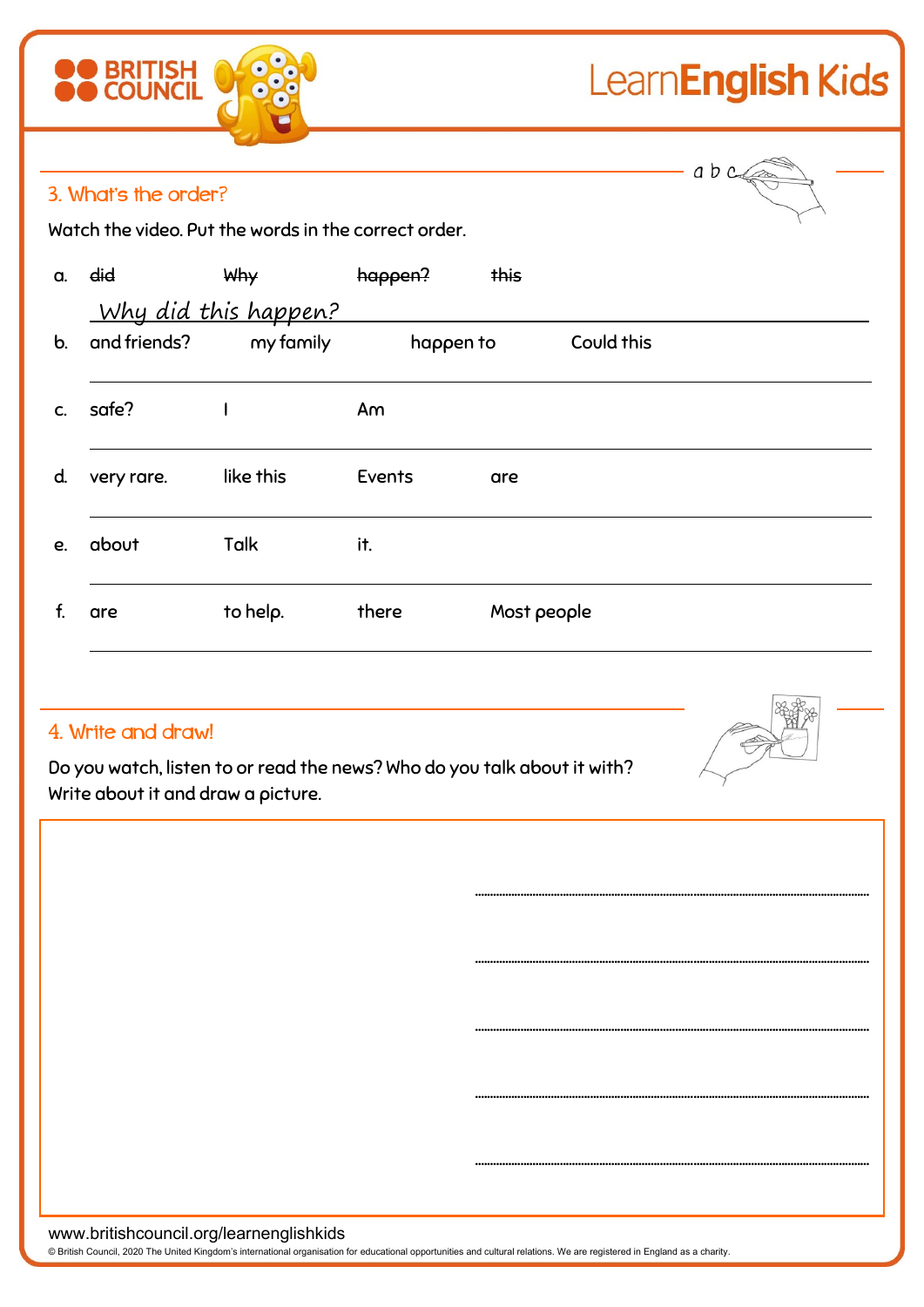## 3. What's the order?

Watch the video. Put the words in the correct order.

a. ~~did~~ ~~Why~~ ~~happen?~~ ~~this~~

*Why did this happen?*

b. and friends? my family happen to Could this

\_\_\_\_\_\_\_\_\_\_\_\_\_\_\_\_\_\_\_\_\_\_\_\_\_\_\_\_\_\_\_\_\_\_\_\_\_\_\_\_

c. safe? I Am

\_\_\_\_\_\_\_\_\_\_\_\_\_\_\_\_\_\_\_\_\_\_\_\_\_\_\_\_\_\_\_\_\_\_\_\_\_\_\_\_

d. very rare. like this Events are

\_\_\_\_\_\_\_\_\_\_\_\_\_\_\_\_\_\_\_\_\_\_\_\_\_\_\_\_\_\_\_\_\_\_\_\_\_\_\_\_

e. about Talk it.

\_\_\_\_\_\_\_\_\_\_\_\_\_\_\_\_\_\_\_\_\_\_\_\_\_\_\_\_\_\_\_\_\_\_\_\_\_\_\_\_

f. are to help. there Most people

\_\_\_\_\_\_\_\_\_\_\_\_\_\_\_\_\_\_\_\_\_\_\_\_\_\_\_\_\_\_\_\_\_\_\_\_\_\_\_\_

## 4. Write and draw!

Do you watch, listen to or read the news? Who do you talk about it with? Write about it and draw a picture.

.........................................................................

.........................................................................

.........................................................................

.........................................................................

.........................................................................

www.britishcouncil.org/learnenglishkids

© British Council, 2020 The United Kingdom's international organisation for educational opportunities and cultural relations. We are registered in England as a charity.